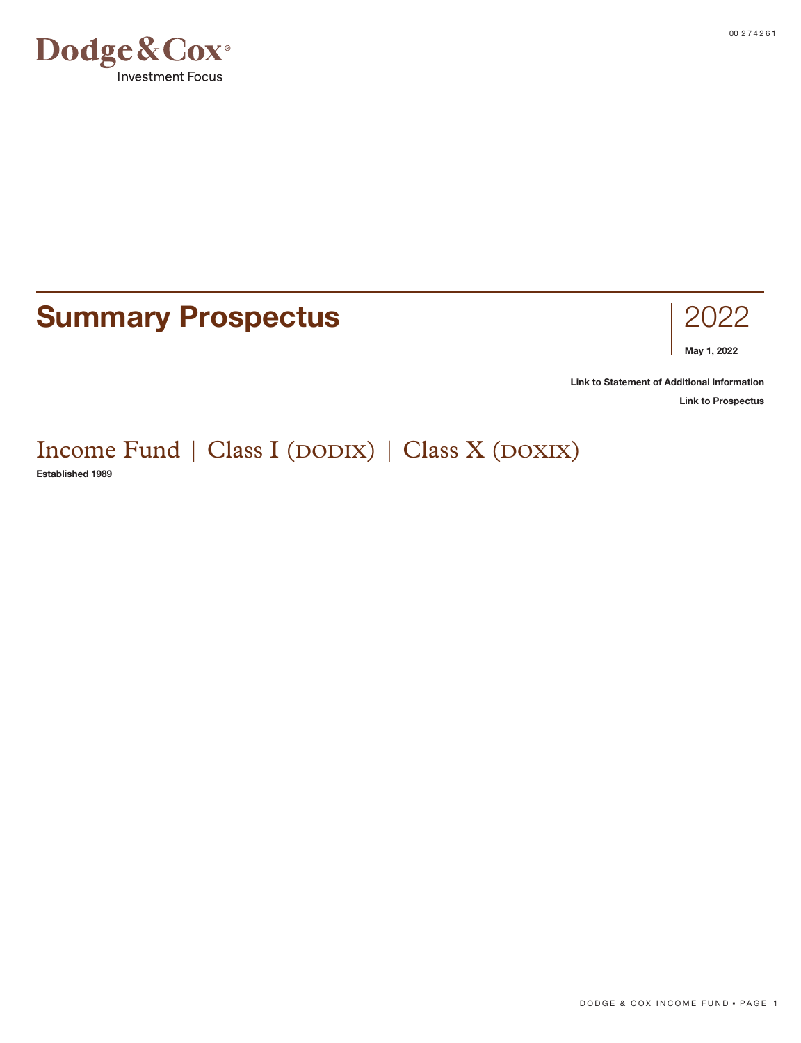Dodge & Cox®
Investment Focus

# Summary Prospectus

2022

**May 1, 2022**

**Link to Statement of Additional Information**

**Link to Prospectus**

## Income Fund | Class I (DODIX) | Class X (DOXIX)

**Established 1989**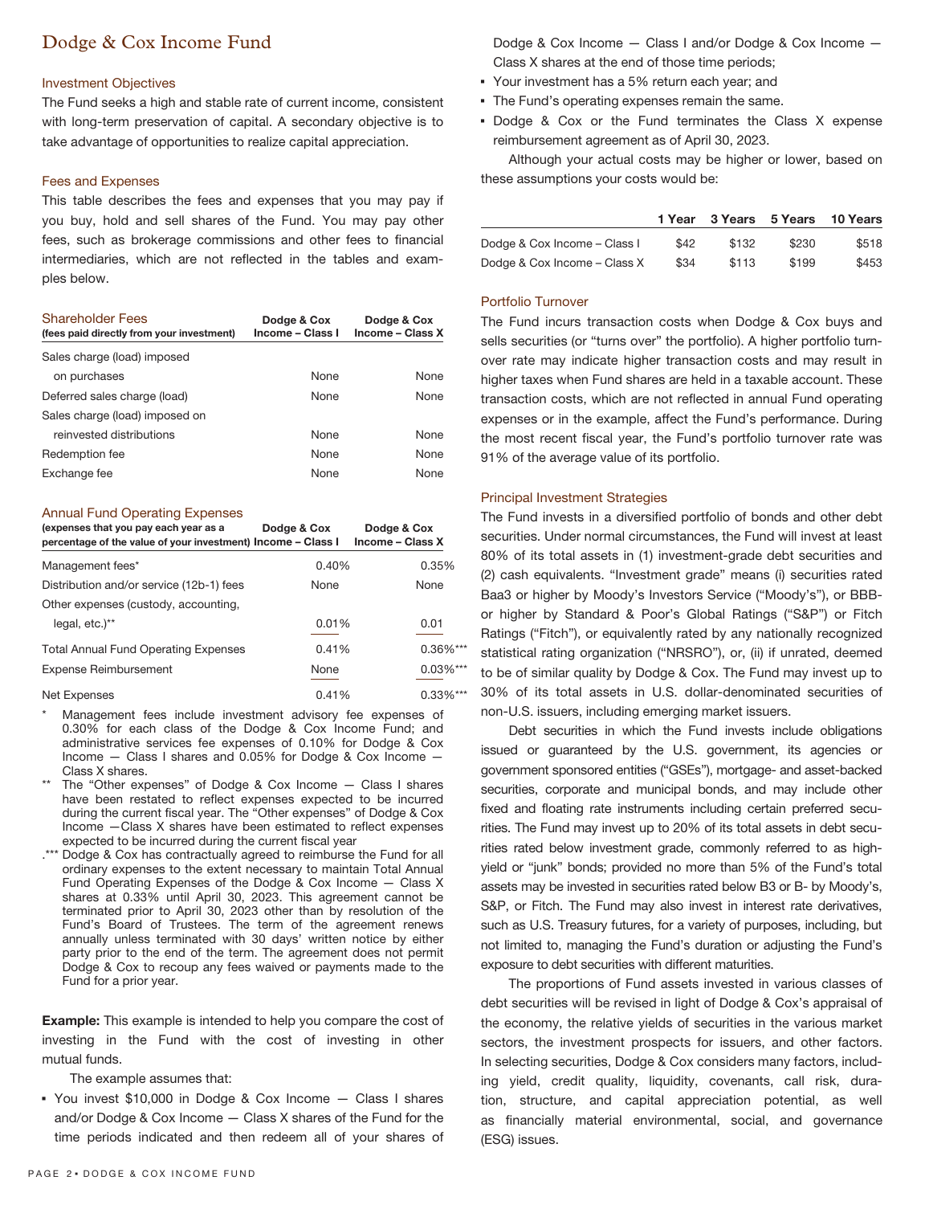# Dodge & Cox Income Fund

## Investment Objectives

The Fund seeks a high and stable rate of current income, consistent with long-term preservation of capital. A secondary objective is to take advantage of opportunities to realize capital appreciation.

## Fees and Expenses

This table describes the fees and expenses that you may pay if you buy, hold and sell shares of the Fund. You may pay other fees, such as brokerage commissions and other fees to financial intermediaries, which are not reflected in the tables and examples below.

| Shareholder Fees (fees paid directly from your investment) | Dodge & Cox Income – Class I | Dodge & Cox Income – Class X |
|---|---|---|
| Sales charge (load) imposed on purchases | None | None |
| Deferred sales charge (load) | None | None |
| Sales charge (load) imposed on reinvested distributions | None | None |
| Redemption fee | None | None |
| Exchange fee | None | None |

| Annual Fund Operating Expenses (expenses that you pay each year as a percentage of the value of your investment) | Dodge & Cox Income – Class I | Dodge & Cox Income – Class X |
|---|---|---|
| Management fees* | 0.40% | 0.35% |
| Distribution and/or service (12b-1) fees | None | None |
| Other expenses (custody, accounting, legal, etc.)** | 0.01% | 0.01 |
| Total Annual Fund Operating Expenses | 0.41% | 0.36%*** |
| Expense Reimbursement | None | 0.03%*** |
| Net Expenses | 0.41% | 0.33%*** |

\* Management fees include investment advisory fee expenses of 0.30% for each class of the Dodge & Cox Income Fund; and administrative services fee expenses of 0.10% for Dodge & Cox Income — Class I shares and 0.05% for Dodge & Cox Income — Class X shares.

\*\* The "Other expenses" of Dodge & Cox Income — Class I shares have been restated to reflect expenses expected to be incurred during the current fiscal year. The "Other expenses" of Dodge & Cox Income —Class X shares have been estimated to reflect expenses expected to be incurred during the current fiscal year

\*\*\* Dodge & Cox has contractually agreed to reimburse the Fund for all ordinary expenses to the extent necessary to maintain Total Annual Fund Operating Expenses of the Dodge & Cox Income — Class X shares at 0.33% until April 30, 2023. This agreement cannot be terminated prior to April 30, 2023 other than by resolution of the Fund's Board of Trustees. The term of the agreement renews annually unless terminated with 30 days' written notice by either party prior to the end of the term. The agreement does not permit Dodge & Cox to recoup any fees waived or payments made to the Fund for a prior year.

**Example:** This example is intended to help you compare the cost of investing in the Fund with the cost of investing in other mutual funds.

The example assumes that:

- You invest $10,000 in Dodge & Cox Income — Class I shares and/or Dodge & Cox Income — Class X shares of the Fund for the time periods indicated and then redeem all of your shares of Dodge & Cox Income — Class I and/or Dodge & Cox Income — Class X shares at the end of those time periods;
- Your investment has a 5% return each year; and
- The Fund's operating expenses remain the same.
- Dodge & Cox or the Fund terminates the Class X expense reimbursement agreement as of April 30, 2023.

Although your actual costs may be higher or lower, based on these assumptions your costs would be:

| | 1 Year | 3 Years | 5 Years | 10 Years |
|---|---|---|---|---|
| Dodge & Cox Income – Class I | $42 | $132 | $230 | $518 |
| Dodge & Cox Income – Class X | $34 | $113 | $199 | $453 |

## Portfolio Turnover

The Fund incurs transaction costs when Dodge & Cox buys and sells securities (or "turns over" the portfolio). A higher portfolio turnover rate may indicate higher transaction costs and may result in higher taxes when Fund shares are held in a taxable account. These transaction costs, which are not reflected in annual Fund operating expenses or in the example, affect the Fund's performance. During the most recent fiscal year, the Fund's portfolio turnover rate was 91% of the average value of its portfolio.

## Principal Investment Strategies

The Fund invests in a diversified portfolio of bonds and other debt securities. Under normal circumstances, the Fund will invest at least 80% of its total assets in (1) investment-grade debt securities and (2) cash equivalents. "Investment grade" means (i) securities rated Baa3 or higher by Moody's Investors Service ("Moody's"), or BBB- or higher by Standard & Poor's Global Ratings ("S&P") or Fitch Ratings ("Fitch"), or equivalently rated by any nationally recognized statistical rating organization ("NRSRO"), or, (ii) if unrated, deemed to be of similar quality by Dodge & Cox. The Fund may invest up to 30% of its total assets in U.S. dollar-denominated securities of non-U.S. issuers, including emerging market issuers.

Debt securities in which the Fund invests include obligations issued or guaranteed by the U.S. government, its agencies or government sponsored entities ("GSEs"), mortgage- and asset-backed securities, corporate and municipal bonds, and may include other fixed and floating rate instruments including certain preferred securities. The Fund may invest up to 20% of its total assets in debt securities rated below investment grade, commonly referred to as high-yield or "junk" bonds; provided no more than 5% of the Fund's total assets may be invested in securities rated below B3 or B- by Moody's, S&P, or Fitch. The Fund may also invest in interest rate derivatives, such as U.S. Treasury futures, for a variety of purposes, including, but not limited to, managing the Fund's duration or adjusting the Fund's exposure to debt securities with different maturities.

The proportions of Fund assets invested in various classes of debt securities will be revised in light of Dodge & Cox's appraisal of the economy, the relative yields of securities in the various market sectors, the investment prospects for issuers, and other factors. In selecting securities, Dodge & Cox considers many factors, including yield, credit quality, liquidity, covenants, call risk, duration, structure, and capital appreciation potential, as well as financially material environmental, social, and governance (ESG) issues.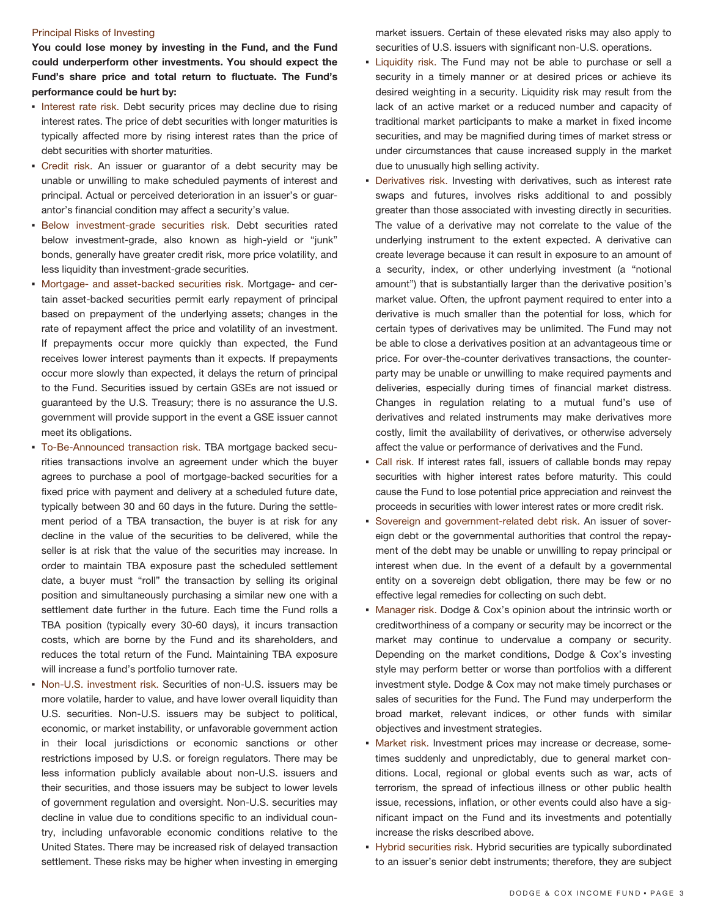## Principal Risks of Investing

**You could lose money by investing in the Fund, and the Fund could underperform other investments. You should expect the Fund's share price and total return to fluctuate. The Fund's performance could be hurt by:**

- Interest rate risk. Debt security prices may decline due to rising interest rates. The price of debt securities with longer maturities is typically affected more by rising interest rates than the price of debt securities with shorter maturities.
- Credit risk. An issuer or guarantor of a debt security may be unable or unwilling to make scheduled payments of interest and principal. Actual or perceived deterioration in an issuer's or guarantor's financial condition may affect a security's value.
- Below investment-grade securities risk. Debt securities rated below investment-grade, also known as high-yield or "junk" bonds, generally have greater credit risk, more price volatility, and less liquidity than investment-grade securities.
- Mortgage- and asset-backed securities risk. Mortgage- and certain asset-backed securities permit early repayment of principal based on prepayment of the underlying assets; changes in the rate of repayment affect the price and volatility of an investment. If prepayments occur more quickly than expected, the Fund receives lower interest payments than it expects. If prepayments occur more slowly than expected, it delays the return of principal to the Fund. Securities issued by certain GSEs are not issued or guaranteed by the U.S. Treasury; there is no assurance the U.S. government will provide support in the event a GSE issuer cannot meet its obligations.
- To-Be-Announced transaction risk. TBA mortgage backed securities transactions involve an agreement under which the buyer agrees to purchase a pool of mortgage-backed securities for a fixed price with payment and delivery at a scheduled future date, typically between 30 and 60 days in the future. During the settlement period of a TBA transaction, the buyer is at risk for any decline in the value of the securities to be delivered, while the seller is at risk that the value of the securities may increase. In order to maintain TBA exposure past the scheduled settlement date, a buyer must "roll" the transaction by selling its original position and simultaneously purchasing a similar new one with a settlement date further in the future. Each time the Fund rolls a TBA position (typically every 30-60 days), it incurs transaction costs, which are borne by the Fund and its shareholders, and reduces the total return of the Fund. Maintaining TBA exposure will increase a fund's portfolio turnover rate.
- Non-U.S. investment risk. Securities of non-U.S. issuers may be more volatile, harder to value, and have lower overall liquidity than U.S. securities. Non-U.S. issuers may be subject to political, economic, or market instability, or unfavorable government action in their local jurisdictions or economic sanctions or other restrictions imposed by U.S. or foreign regulators. There may be less information publicly available about non-U.S. issuers and their securities, and those issuers may be subject to lower levels of government regulation and oversight. Non-U.S. securities may decline in value due to conditions specific to an individual country, including unfavorable economic conditions relative to the United States. There may be increased risk of delayed transaction settlement. These risks may be higher when investing in emerging market issuers. Certain of these elevated risks may also apply to securities of U.S. issuers with significant non-U.S. operations.
- Liquidity risk. The Fund may not be able to purchase or sell a security in a timely manner or at desired prices or achieve its desired weighting in a security. Liquidity risk may result from the lack of an active market or a reduced number and capacity of traditional market participants to make a market in fixed income securities, and may be magnified during times of market stress or under circumstances that cause increased supply in the market due to unusually high selling activity.
- Derivatives risk. Investing with derivatives, such as interest rate swaps and futures, involves risks additional to and possibly greater than those associated with investing directly in securities. The value of a derivative may not correlate to the value of the underlying instrument to the extent expected. A derivative can create leverage because it can result in exposure to an amount of a security, index, or other underlying investment (a "notional amount") that is substantially larger than the derivative position's market value. Often, the upfront payment required to enter into a derivative is much smaller than the potential for loss, which for certain types of derivatives may be unlimited. The Fund may not be able to close a derivatives position at an advantageous time or price. For over-the-counter derivatives transactions, the counterparty may be unable or unwilling to make required payments and deliveries, especially during times of financial market distress. Changes in regulation relating to a mutual fund's use of derivatives and related instruments may make derivatives more costly, limit the availability of derivatives, or otherwise adversely affect the value or performance of derivatives and the Fund.
- Call risk. If interest rates fall, issuers of callable bonds may repay securities with higher interest rates before maturity. This could cause the Fund to lose potential price appreciation and reinvest the proceeds in securities with lower interest rates or more credit risk.
- Sovereign and government-related debt risk. An issuer of sovereign debt or the governmental authorities that control the repayment of the debt may be unable or unwilling to repay principal or interest when due. In the event of a default by a governmental entity on a sovereign debt obligation, there may be few or no effective legal remedies for collecting on such debt.
- Manager risk. Dodge & Cox's opinion about the intrinsic worth or creditworthiness of a company or security may be incorrect or the market may continue to undervalue a company or security. Depending on the market conditions, Dodge & Cox's investing style may perform better or worse than portfolios with a different investment style. Dodge & Cox may not make timely purchases or sales of securities for the Fund. The Fund may underperform the broad market, relevant indices, or other funds with similar objectives and investment strategies.
- Market risk. Investment prices may increase or decrease, sometimes suddenly and unpredictably, due to general market conditions. Local, regional or global events such as war, acts of terrorism, the spread of infectious illness or other public health issue, recessions, inflation, or other events could also have a significant impact on the Fund and its investments and potentially increase the risks described above.
- Hybrid securities risk. Hybrid securities are typically subordinated to an issuer's senior debt instruments; therefore, they are subject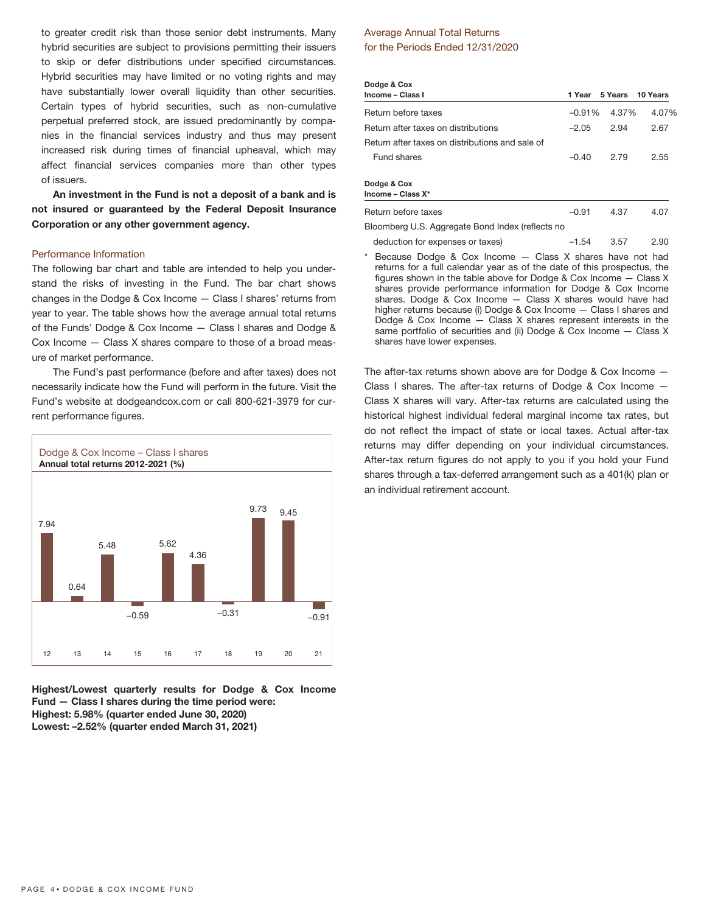to greater credit risk than those senior debt instruments. Many hybrid securities are subject to provisions permitting their issuers to skip or defer distributions under specified circumstances. Hybrid securities may have limited or no voting rights and may have substantially lower overall liquidity than other securities. Certain types of hybrid securities, such as non-cumulative perpetual preferred stock, are issued predominantly by companies in the financial services industry and thus may present increased risk during times of financial upheaval, which may affect financial services companies more than other types of issuers.

**An investment in the Fund is not a deposit of a bank and is not insured or guaranteed by the Federal Deposit Insurance Corporation or any other government agency.**

## Performance Information

The following bar chart and table are intended to help you understand the risks of investing in the Fund. The bar chart shows changes in the Dodge & Cox Income — Class I shares' returns from year to year. The table shows how the average annual total returns of the Funds' Dodge & Cox Income — Class I shares and Dodge & Cox Income — Class X shares compare to those of a broad measure of market performance.

The Fund's past performance (before and after taxes) does not necessarily indicate how the Fund will perform in the future. Visit the Fund's website at dodgeandcox.com or call 800-621-3979 for current performance figures.

Dodge & Cox Income – Class I shares
**Annual total returns 2012-2021 (%)**

| Year | 12 | 13 | 14 | 15 | 16 | 17 | 18 | 19 | 20 | 21 |
|---|---|---|---|---|---|---|---|---|---|---|
| Return (%) | 7.94 | 0.64 | 5.48 | −0.59 | 5.62 | 4.36 | −0.31 | 9.73 | 9.45 | −0.91 |

**Highest/Lowest quarterly results for Dodge & Cox Income Fund — Class I shares during the time period were:**
**Highest: 5.98% (quarter ended June 30, 2020)**
**Lowest: –2.52% (quarter ended March 31, 2021)**

## Average Annual Total Returns for the Periods Ended 12/31/2020

| **Dodge & Cox Income – Class I** | **1 Year** | **5 Years** | **10 Years** |
|---|---|---|---|
| Return before taxes | −0.91% | 4.37% | 4.07% |
| Return after taxes on distributions | −2.05 | 2.94 | 2.67 |
| Return after taxes on distributions and sale of Fund shares | −0.40 | 2.79 | 2.55 |
| **Dodge & Cox Income – Class X*** | | | |
| Return before taxes | −0.91 | 4.37 | 4.07 |
| Bloomberg U.S. Aggregate Bond Index (reflects no deduction for expenses or taxes) | −1.54 | 3.57 | 2.90 |

\* Because Dodge & Cox Income — Class X shares have not had returns for a full calendar year as of the date of this prospectus, the figures shown in the table above for Dodge & Cox Income — Class X shares provide performance information for Dodge & Cox Income shares. Dodge & Cox Income — Class X shares would have had higher returns because (i) Dodge & Cox Income — Class I shares and Dodge & Cox Income — Class X shares represent interests in the same portfolio of securities and (ii) Dodge & Cox Income — Class X shares have lower expenses.

The after-tax returns shown above are for Dodge & Cox Income — Class I shares. The after-tax returns of Dodge & Cox Income — Class X shares will vary. After-tax returns are calculated using the historical highest individual federal marginal income tax rates, but do not reflect the impact of state or local taxes. Actual after-tax returns may differ depending on your individual circumstances. After-tax return figures do not apply to you if you hold your Fund shares through a tax-deferred arrangement such as a 401(k) plan or an individual retirement account.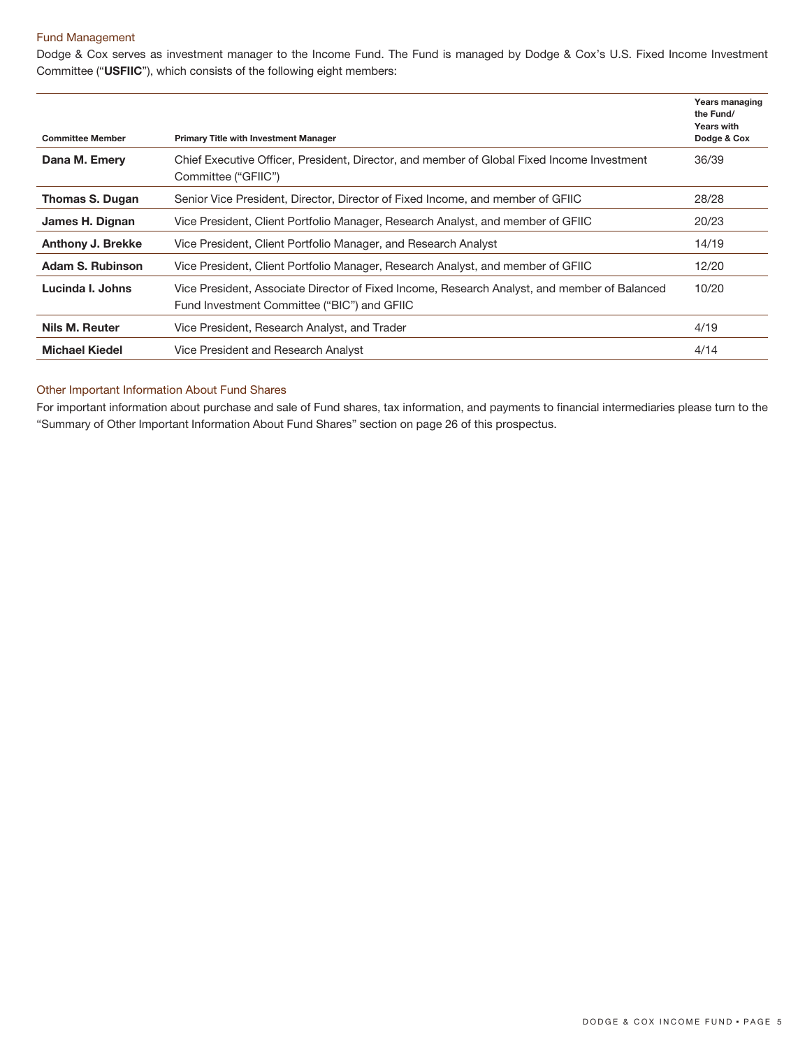## Fund Management

Dodge & Cox serves as investment manager to the Income Fund. The Fund is managed by Dodge & Cox's U.S. Fixed Income Investment Committee ("**USFIIC**"), which consists of the following eight members:

| Committee Member | Primary Title with Investment Manager | Years managing the Fund/ Years with Dodge & Cox |
|---|---|---|
| **Dana M. Emery** | Chief Executive Officer, President, Director, and member of Global Fixed Income Investment Committee ("GFIIC") | 36/39 |
| **Thomas S. Dugan** | Senior Vice President, Director, Director of Fixed Income, and member of GFIIC | 28/28 |
| **James H. Dignan** | Vice President, Client Portfolio Manager, Research Analyst, and member of GFIIC | 20/23 |
| **Anthony J. Brekke** | Vice President, Client Portfolio Manager, and Research Analyst | 14/19 |
| **Adam S. Rubinson** | Vice President, Client Portfolio Manager, Research Analyst, and member of GFIIC | 12/20 |
| **Lucinda I. Johns** | Vice President, Associate Director of Fixed Income, Research Analyst, and member of Balanced Fund Investment Committee ("BIC") and GFIIC | 10/20 |
| **Nils M. Reuter** | Vice President, Research Analyst, and Trader | 4/19 |
| **Michael Kiedel** | Vice President and Research Analyst | 4/14 |

## Other Important Information About Fund Shares

For important information about purchase and sale of Fund shares, tax information, and payments to financial intermediaries please turn to the "Summary of Other Important Information About Fund Shares" section on page 26 of this prospectus.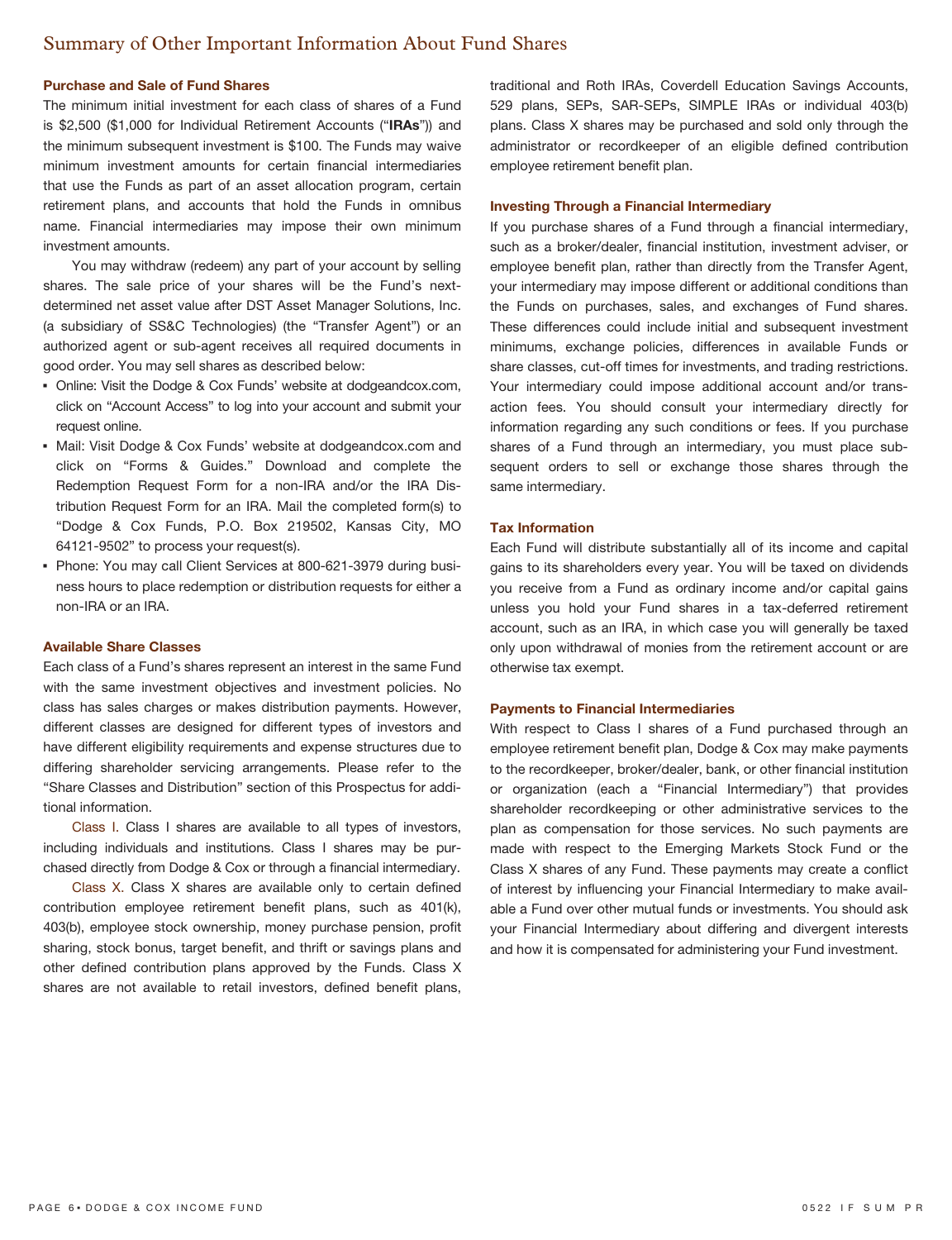# Summary of Other Important Information About Fund Shares

### Purchase and Sale of Fund Shares

The minimum initial investment for each class of shares of a Fund is $2,500 ($1,000 for Individual Retirement Accounts ("**IRAs**")) and the minimum subsequent investment is $100. The Funds may waive minimum investment amounts for certain financial intermediaries that use the Funds as part of an asset allocation program, certain retirement plans, and accounts that hold the Funds in omnibus name. Financial intermediaries may impose their own minimum investment amounts.

You may withdraw (redeem) any part of your account by selling shares. The sale price of your shares will be the Fund's next-determined net asset value after DST Asset Manager Solutions, Inc. (a subsidiary of SS&C Technologies) (the "Transfer Agent") or an authorized agent or sub-agent receives all required documents in good order. You may sell shares as described below:

- Online: Visit the Dodge & Cox Funds' website at dodgeandcox.com, click on "Account Access" to log into your account and submit your request online.
- Mail: Visit Dodge & Cox Funds' website at dodgeandcox.com and click on "Forms & Guides." Download and complete the Redemption Request Form for a non-IRA and/or the IRA Distribution Request Form for an IRA. Mail the completed form(s) to "Dodge & Cox Funds, P.O. Box 219502, Kansas City, MO 64121-9502" to process your request(s).
- Phone: You may call Client Services at 800-621-3979 during business hours to place redemption or distribution requests for either a non-IRA or an IRA.

### Available Share Classes

Each class of a Fund's shares represent an interest in the same Fund with the same investment objectives and investment policies. No class has sales charges or makes distribution payments. However, different classes are designed for different types of investors and have different eligibility requirements and expense structures due to differing shareholder servicing arrangements. Please refer to the "Share Classes and Distribution" section of this Prospectus for additional information.

Class I. Class I shares are available to all types of investors, including individuals and institutions. Class I shares may be purchased directly from Dodge & Cox or through a financial intermediary.

Class X. Class X shares are available only to certain defined contribution employee retirement benefit plans, such as 401(k), 403(b), employee stock ownership, money purchase pension, profit sharing, stock bonus, target benefit, and thrift or savings plans and other defined contribution plans approved by the Funds. Class X shares are not available to retail investors, defined benefit plans, traditional and Roth IRAs, Coverdell Education Savings Accounts, 529 plans, SEPs, SAR-SEPs, SIMPLE IRAs or individual 403(b) plans. Class X shares may be purchased and sold only through the administrator or recordkeeper of an eligible defined contribution employee retirement benefit plan.

### Investing Through a Financial Intermediary

If you purchase shares of a Fund through a financial intermediary, such as a broker/dealer, financial institution, investment adviser, or employee benefit plan, rather than directly from the Transfer Agent, your intermediary may impose different or additional conditions than the Funds on purchases, sales, and exchanges of Fund shares. These differences could include initial and subsequent investment minimums, exchange policies, differences in available Funds or share classes, cut-off times for investments, and trading restrictions. Your intermediary could impose additional account and/or transaction fees. You should consult your intermediary directly for information regarding any such conditions or fees. If you purchase shares of a Fund through an intermediary, you must place subsequent orders to sell or exchange those shares through the same intermediary.

### Tax Information

Each Fund will distribute substantially all of its income and capital gains to its shareholders every year. You will be taxed on dividends you receive from a Fund as ordinary income and/or capital gains unless you hold your Fund shares in a tax-deferred retirement account, such as an IRA, in which case you will generally be taxed only upon withdrawal of monies from the retirement account or are otherwise tax exempt.

### Payments to Financial Intermediaries

With respect to Class I shares of a Fund purchased through an employee retirement benefit plan, Dodge & Cox may make payments to the recordkeeper, broker/dealer, bank, or other financial institution or organization (each a "Financial Intermediary") that provides shareholder recordkeeping or other administrative services to the plan as compensation for those services. No such payments are made with respect to the Emerging Markets Stock Fund or the Class X shares of any Fund. These payments may create a conflict of interest by influencing your Financial Intermediary to make available a Fund over other mutual funds or investments. You should ask your Financial Intermediary about differing and divergent interests and how it is compensated for administering your Fund investment.